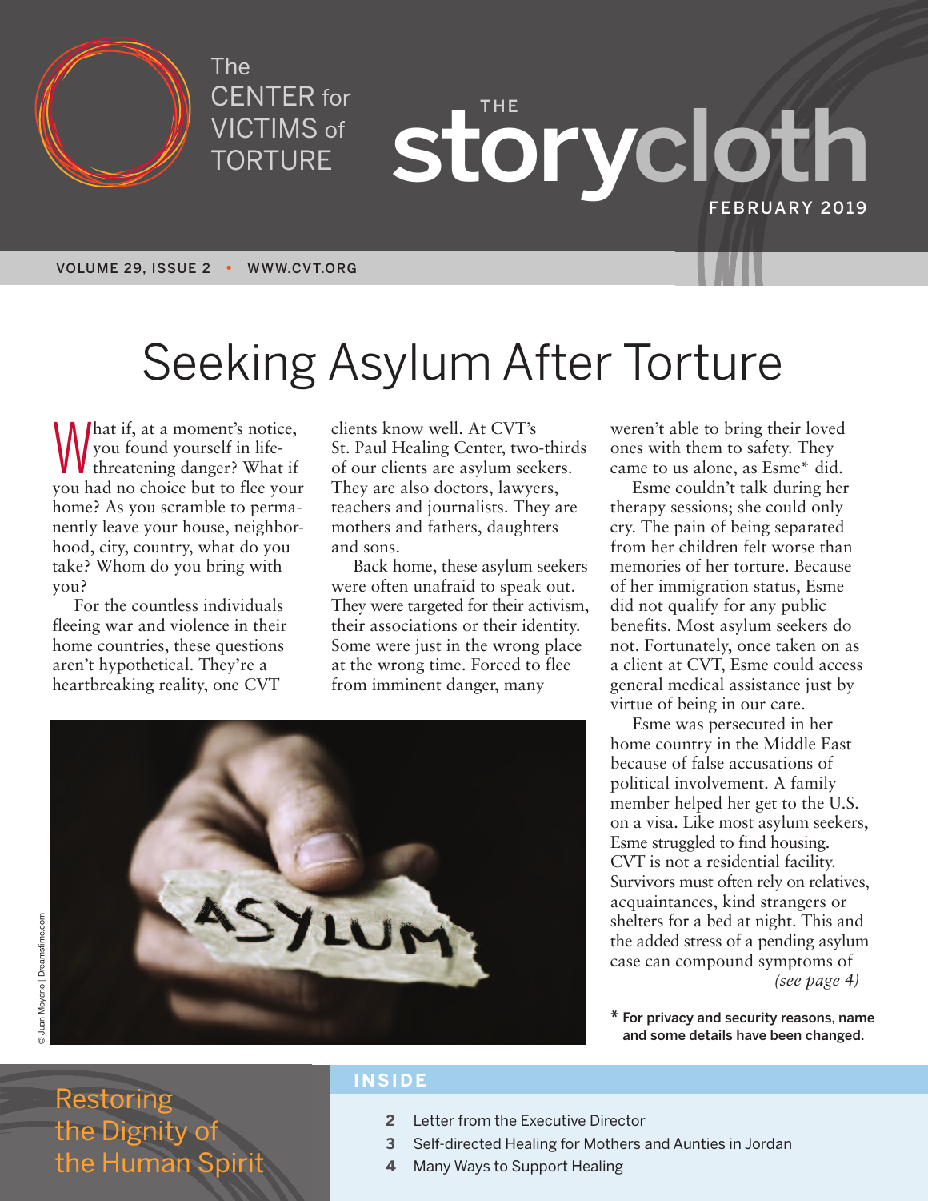The CENTER for VICTIMS of TORTURE

# THE storycloth

FEBRUARY 2019

VOLUME 29, ISSUE 2 • WWW.CVT.ORG

# Seeking Asylum After Torture

What if, at a moment's notice, you found yourself in life-threatening danger? What if you had no choice but to flee your home? As you scramble to permanently leave your house, neighborhood, city, country, what do you take? Whom do you bring with you?

For the countless individuals fleeing war and violence in their home countries, these questions aren't hypothetical. They're a heartbreaking reality, one CVT clients know well. At CVT's St. Paul Healing Center, two-thirds of our clients are asylum seekers. They are also doctors, lawyers, teachers and journalists. They are mothers and fathers, daughters and sons.

Back home, these asylum seekers were often unafraid to speak out. They were targeted for their activism, their associations or their identity. Some were just in the wrong place at the wrong time. Forced to flee from imminent danger, many weren't able to bring their loved ones with them to safety. They came to us alone, as Esme* did.

Esme couldn't talk during her therapy sessions; she could only cry. The pain of being separated from her children felt worse than memories of her torture. Because of her immigration status, Esme did not qualify for any public benefits. Most asylum seekers do not. Fortunately, once taken on as a client at CVT, Esme could access general medical assistance just by virtue of being in our care.

Esme was persecuted in her home country in the Middle East because of false accusations of political involvement. A family member helped her get to the U.S. on a visa. Like most asylum seekers, Esme struggled to find housing. CVT is not a residential facility. Survivors must often rely on relatives, acquaintances, kind strangers or shelters for a bed at night. This and the added stress of a pending asylum case can compound symptoms of *(see page 4)*

© Juan Moyano | Dreamstime.com

**\* For privacy and security reasons, name and some details have been changed.**

Restoring the Dignity of the Human Spirit

## INSIDE

- **2** Letter from the Executive Director
- **3** Self-directed Healing for Mothers and Aunties in Jordan
- **4** Many Ways to Support Healing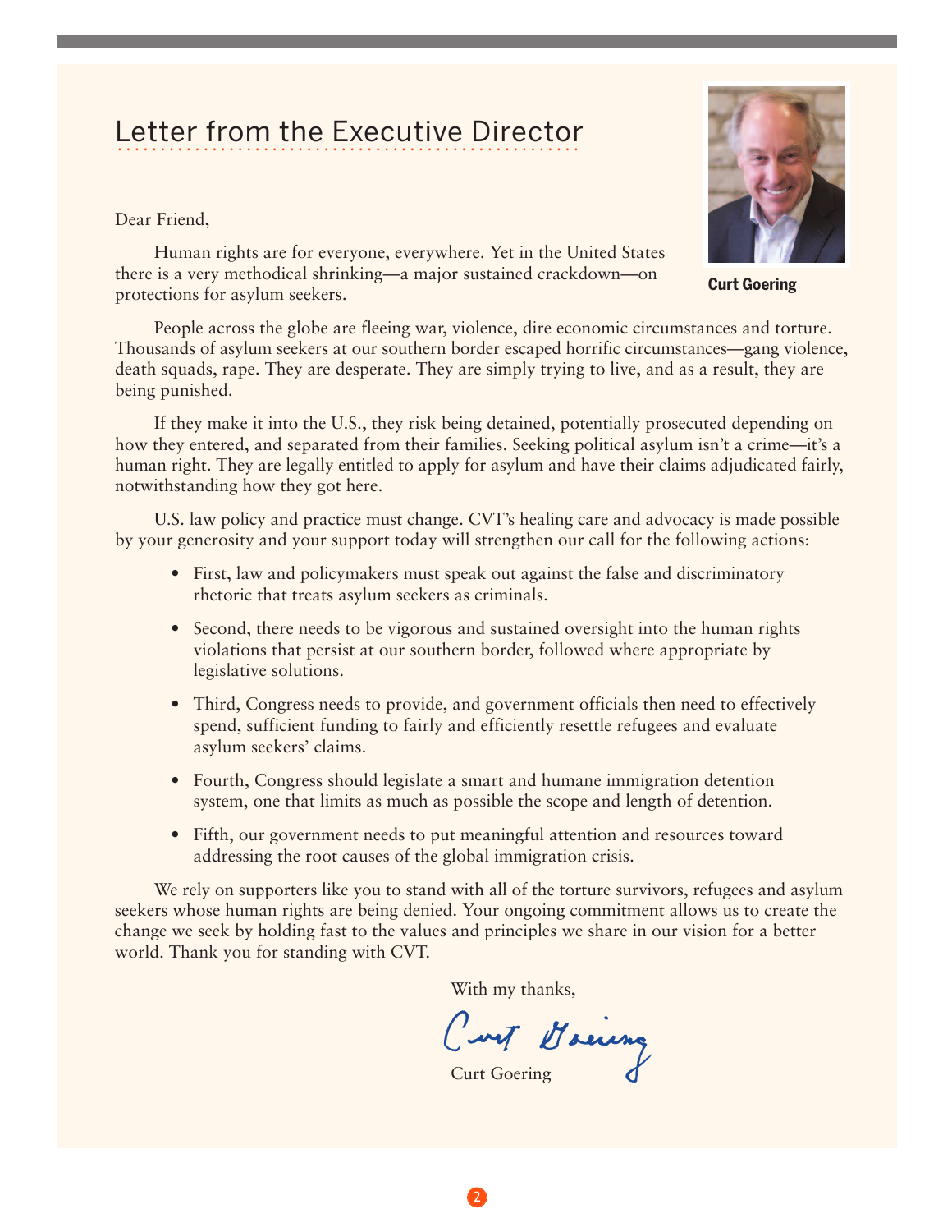# Letter from the Executive Director

**Curt Goering**

Dear Friend,

Human rights are for everyone, everywhere. Yet in the United States there is a very methodical shrinking—a major sustained crackdown—on protections for asylum seekers.

People across the globe are fleeing war, violence, dire economic circumstances and torture. Thousands of asylum seekers at our southern border escaped horrific circumstances—gang violence, death squads, rape. They are desperate. They are simply trying to live, and as a result, they are being punished.

If they make it into the U.S., they risk being detained, potentially prosecuted depending on how they entered, and separated from their families. Seeking political asylum isn't a crime—it's a human right. They are legally entitled to apply for asylum and have their claims adjudicated fairly, notwithstanding how they got here.

U.S. law policy and practice must change. CVT's healing care and advocacy is made possible by your generosity and your support today will strengthen our call for the following actions:

- First, law and policymakers must speak out against the false and discriminatory rhetoric that treats asylum seekers as criminals.
- Second, there needs to be vigorous and sustained oversight into the human rights violations that persist at our southern border, followed where appropriate by legislative solutions.
- Third, Congress needs to provide, and government officials then need to effectively spend, sufficient funding to fairly and efficiently resettle refugees and evaluate asylum seekers' claims.
- Fourth, Congress should legislate a smart and humane immigration detention system, one that limits as much as possible the scope and length of detention.
- Fifth, our government needs to put meaningful attention and resources toward addressing the root causes of the global immigration crisis.

We rely on supporters like you to stand with all of the torture survivors, refugees and asylum seekers whose human rights are being denied. Your ongoing commitment allows us to create the change we seek by holding fast to the values and principles we share in our vision for a better world. Thank you for standing with CVT.

With my thanks,

Curt Goering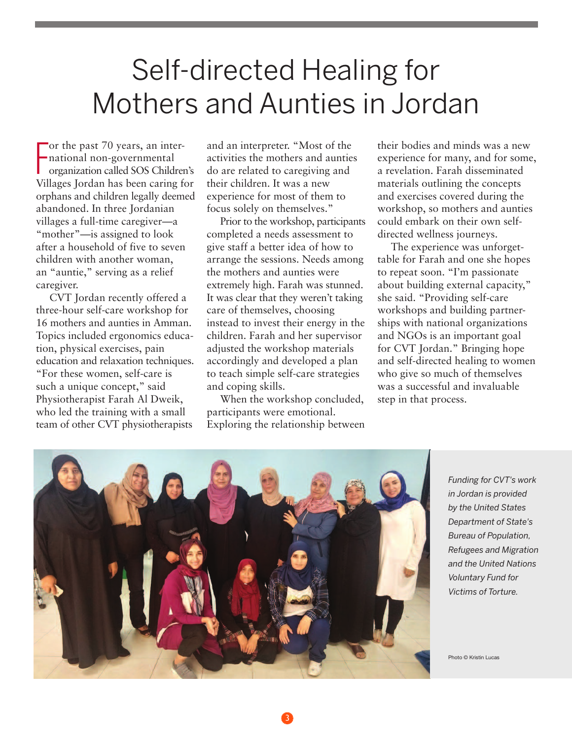# Self-directed Healing for Mothers and Aunties in Jordan

For the past 70 years, an international non-governmental organization called SOS Children's Villages Jordan has been caring for orphans and children legally deemed abandoned. In three Jordanian villages a full-time caregiver—a "mother"—is assigned to look after a household of five to seven children with another woman, an "auntie," serving as a relief caregiver.

CVT Jordan recently offered a three-hour self-care workshop for 16 mothers and aunties in Amman. Topics included ergonomics education, physical exercises, pain education and relaxation techniques. "For these women, self-care is such a unique concept," said Physiotherapist Farah Al Dweik, who led the training with a small team of other CVT physiotherapists and an interpreter. "Most of the activities the mothers and aunties do are related to caregiving and their children. It was a new experience for most of them to focus solely on themselves."

Prior to the workshop, participants completed a needs assessment to give staff a better idea of how to arrange the sessions. Needs among the mothers and aunties were extremely high. Farah was stunned. It was clear that they weren't taking care of themselves, choosing instead to invest their energy in the children. Farah and her supervisor adjusted the workshop materials accordingly and developed a plan to teach simple self-care strategies and coping skills.

When the workshop concluded, participants were emotional. Exploring the relationship between their bodies and minds was a new experience for many, and for some, a revelation. Farah disseminated materials outlining the concepts and exercises covered during the workshop, so mothers and aunties could embark on their own self-directed wellness journeys.

The experience was unforgettable for Farah and one she hopes to repeat soon. "I'm passionate about building external capacity," she said. "Providing self-care workshops and building partnerships with national organizations and NGOs is an important goal for CVT Jordan." Bringing hope and self-directed healing to women who give so much of themselves was a successful and invaluable step in that process.

*Funding for CVT's work in Jordan is provided by the United States Department of State's Bureau of Population, Refugees and Migration and the United Nations Voluntary Fund for Victims of Torture.*

Photo © Kristin Lucas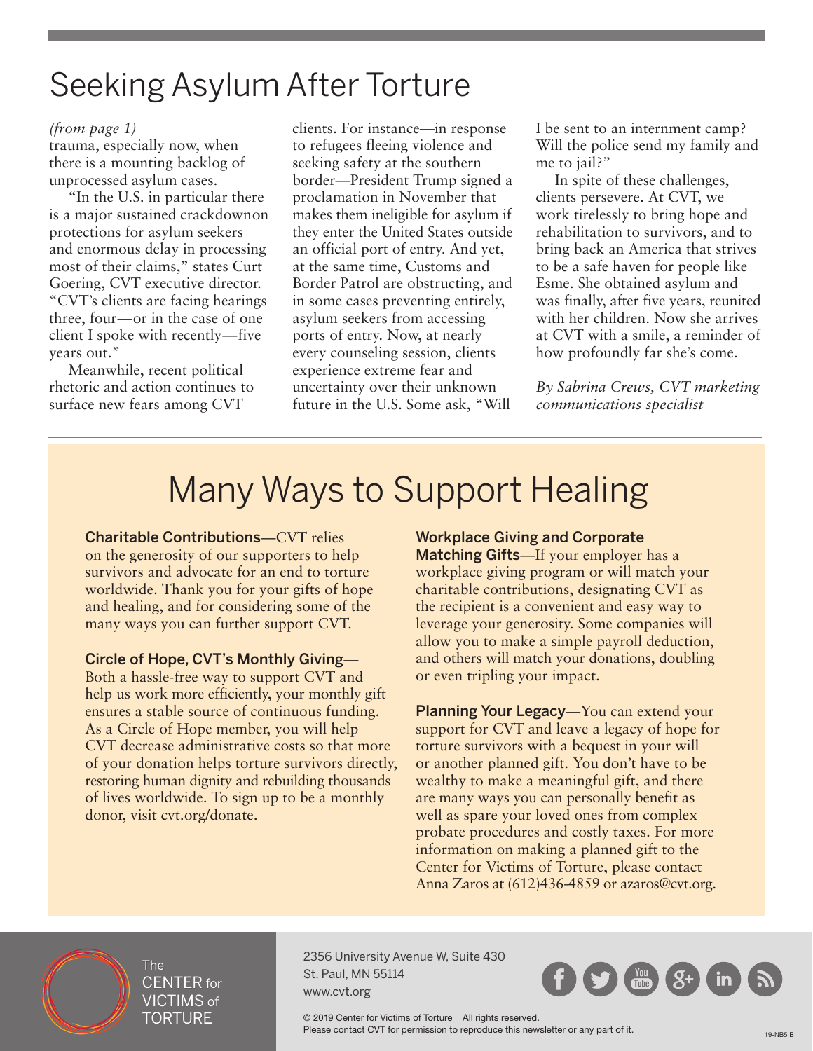# Seeking Asylum After Torture

*(from page 1)*
trauma, especially now, when there is a mounting backlog of unprocessed asylum cases.

"In the U.S. in particular there is a major sustained crackdownon protections for asylum seekers and enormous delay in processing most of their claims," states Curt Goering, CVT executive director. "CVT's clients are facing hearings three, four—or in the case of one client I spoke with recently—five years out."

Meanwhile, recent political rhetoric and action continues to surface new fears among CVT clients. For instance—in response to refugees fleeing violence and seeking safety at the southern border—President Trump signed a proclamation in November that makes them ineligible for asylum if they enter the United States outside an official port of entry. And yet, at the same time, Customs and Border Patrol are obstructing, and in some cases preventing entirely, asylum seekers from accessing ports of entry. Now, at nearly every counseling session, clients experience extreme fear and uncertainty over their unknown future in the U.S. Some ask, "Will I be sent to an internment camp? Will the police send my family and me to jail?"

In spite of these challenges, clients persevere. At CVT, we work tirelessly to bring hope and rehabilitation to survivors, and to bring back an America that strives to be a safe haven for people like Esme. She obtained asylum and was finally, after five years, reunited with her children. Now she arrives at CVT with a smile, a reminder of how profoundly far she's come.

*By Sabrina Crews, CVT marketing communications specialist*

# Many Ways to Support Healing

**Charitable Contributions**—CVT relies on the generosity of our supporters to help survivors and advocate for an end to torture worldwide. Thank you for your gifts of hope and healing, and for considering some of the many ways you can further support CVT.

**Circle of Hope, CVT's Monthly Giving**—Both a hassle-free way to support CVT and help us work more efficiently, your monthly gift ensures a stable source of continuous funding. As a Circle of Hope member, you will help CVT decrease administrative costs so that more of your donation helps torture survivors directly, restoring human dignity and rebuilding thousands of lives worldwide. To sign up to be a monthly donor, visit cvt.org/donate.

**Workplace Giving and Corporate Matching Gifts**—If your employer has a workplace giving program or will match your charitable contributions, designating CVT as the recipient is a convenient and easy way to leverage your generosity. Some companies will allow you to make a simple payroll deduction, and others will match your donations, doubling or even tripling your impact.

**Planning Your Legacy**—You can extend your support for CVT and leave a legacy of hope for torture survivors with a bequest in your will or another planned gift. You don't have to be wealthy to make a meaningful gift, and there are many ways you can personally benefit as well as spare your loved ones from complex probate procedures and costly taxes. For more information on making a planned gift to the Center for Victims of Torture, please contact Anna Zaros at (612)436-4859 or azaros@cvt.org.

The CENTER for VICTIMS of TORTURE

2356 University Avenue W, Suite 430
St. Paul, MN 55114
www.cvt.org

© 2019 Center for Victims of Torture All rights reserved.
Please contact CVT for permission to reproduce this newsletter or any part of it.

19-NB5 B